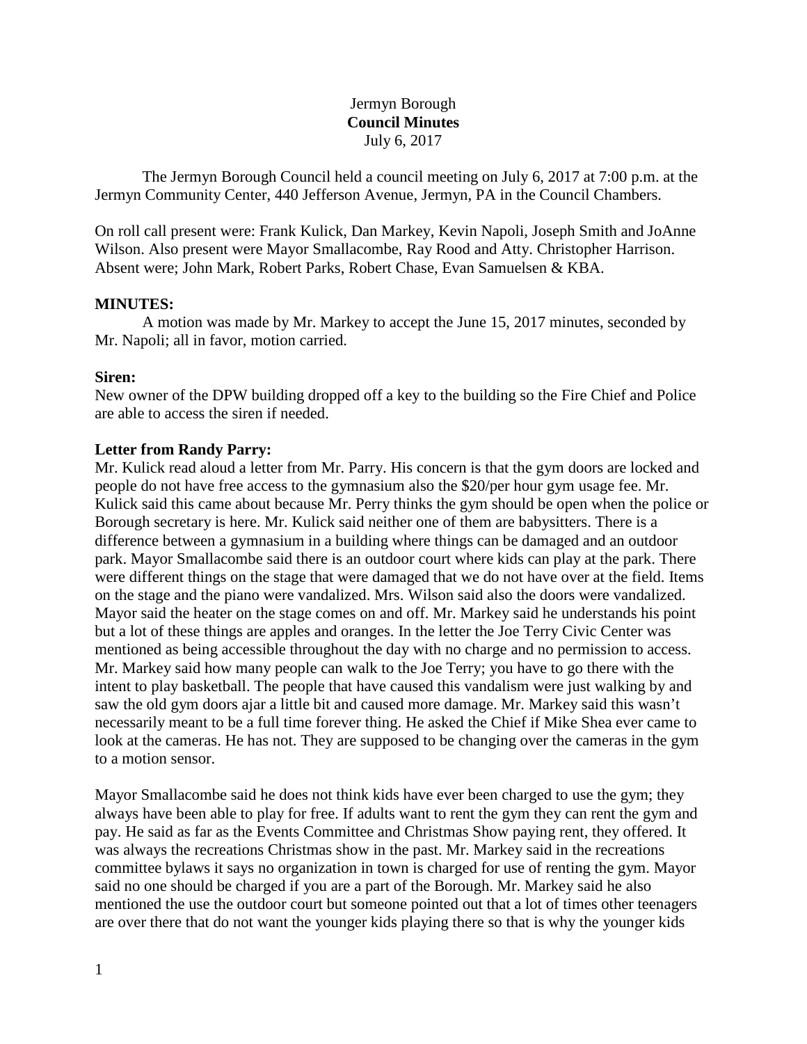Jermyn Borough

**Council Minutes**

July 6, 2017

The Jermyn Borough Council held a council meeting on July 6, 2017 at 7:00 p.m. at the Jermyn Community Center, 440 Jefferson Avenue, Jermyn, PA in the Council Chambers.

On roll call present were: Frank Kulick, Dan Markey, Kevin Napoli, Joseph Smith and JoAnne Wilson. Also present were Mayor Smallacombe, Ray Rood and Atty. Christopher Harrison. Absent were; John Mark, Robert Parks, Robert Chase, Evan Samuelsen & KBA.

**MINUTES:**

A motion was made by Mr. Markey to accept the June 15, 2017 minutes, seconded by Mr. Napoli; all in favor, motion carried.

**Siren:**

New owner of the DPW building dropped off a key to the building so the Fire Chief and Police are able to access the siren if needed.

**Letter from Randy Parry:**

Mr. Kulick read aloud a letter from Mr. Parry. His concern is that the gym doors are locked and people do not have free access to the gymnasium also the $20/per hour gym usage fee. Mr. Kulick said this came about because Mr. Perry thinks the gym should be open when the police or Borough secretary is here. Mr. Kulick said neither one of them are babysitters. There is a difference between a gymnasium in a building where things can be damaged and an outdoor park. Mayor Smallacombe said there is an outdoor court where kids can play at the park. There were different things on the stage that were damaged that we do not have over at the field. Items on the stage and the piano were vandalized. Mrs. Wilson said also the doors were vandalized. Mayor said the heater on the stage comes on and off. Mr. Markey said he understands his point but a lot of these things are apples and oranges. In the letter the Joe Terry Civic Center was mentioned as being accessible throughout the day with no charge and no permission to access. Mr. Markey said how many people can walk to the Joe Terry; you have to go there with the intent to play basketball. The people that have caused this vandalism were just walking by and saw the old gym doors ajar a little bit and caused more damage. Mr. Markey said this wasn't necessarily meant to be a full time forever thing. He asked the Chief if Mike Shea ever came to look at the cameras. He has not. They are supposed to be changing over the cameras in the gym to a motion sensor.

Mayor Smallacombe said he does not think kids have ever been charged to use the gym; they always have been able to play for free. If adults want to rent the gym they can rent the gym and pay. He said as far as the Events Committee and Christmas Show paying rent, they offered. It was always the recreations Christmas show in the past. Mr. Markey said in the recreations committee bylaws it says no organization in town is charged for use of renting the gym. Mayor said no one should be charged if you are a part of the Borough. Mr. Markey said he also mentioned the use the outdoor court but someone pointed out that a lot of times other teenagers are over there that do not want the younger kids playing there so that is why the younger kids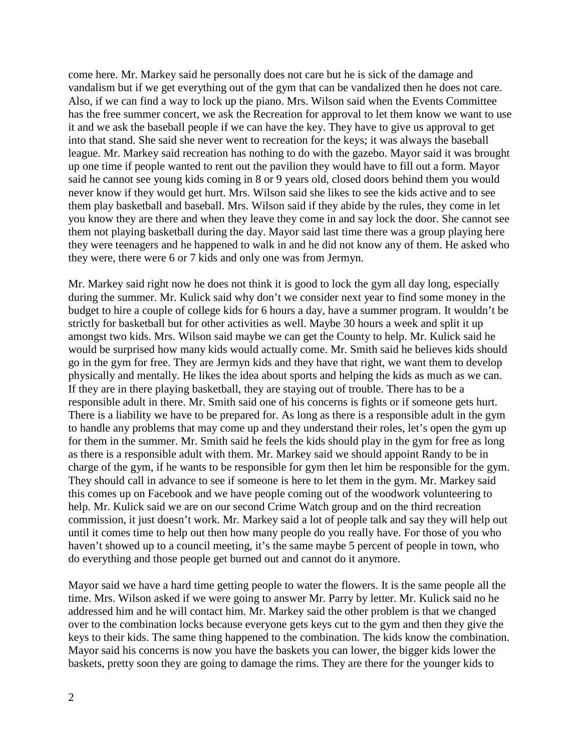come here. Mr. Markey said he personally does not care but he is sick of the damage and vandalism but if we get everything out of the gym that can be vandalized then he does not care. Also, if we can find a way to lock up the piano. Mrs. Wilson said when the Events Committee has the free summer concert, we ask the Recreation for approval to let them know we want to use it and we ask the baseball people if we can have the key. They have to give us approval to get into that stand. She said she never went to recreation for the keys; it was always the baseball league. Mr. Markey said recreation has nothing to do with the gazebo. Mayor said it was brought up one time if people wanted to rent out the pavilion they would have to fill out a form. Mayor said he cannot see young kids coming in 8 or 9 years old, closed doors behind them you would never know if they would get hurt. Mrs. Wilson said she likes to see the kids active and to see them play basketball and baseball. Mrs. Wilson said if they abide by the rules, they come in let you know they are there and when they leave they come in and say lock the door. She cannot see them not playing basketball during the day. Mayor said last time there was a group playing here they were teenagers and he happened to walk in and he did not know any of them. He asked who they were, there were 6 or 7 kids and only one was from Jermyn.

Mr. Markey said right now he does not think it is good to lock the gym all day long, especially during the summer. Mr. Kulick said why don't we consider next year to find some money in the budget to hire a couple of college kids for 6 hours a day, have a summer program. It wouldn't be strictly for basketball but for other activities as well. Maybe 30 hours a week and split it up amongst two kids. Mrs. Wilson said maybe we can get the County to help. Mr. Kulick said he would be surprised how many kids would actually come. Mr. Smith said he believes kids should go in the gym for free. They are Jermyn kids and they have that right, we want them to develop physically and mentally. He likes the idea about sports and helping the kids as much as we can. If they are in there playing basketball, they are staying out of trouble. There has to be a responsible adult in there. Mr. Smith said one of his concerns is fights or if someone gets hurt. There is a liability we have to be prepared for. As long as there is a responsible adult in the gym to handle any problems that may come up and they understand their roles, let's open the gym up for them in the summer. Mr. Smith said he feels the kids should play in the gym for free as long as there is a responsible adult with them. Mr. Markey said we should appoint Randy to be in charge of the gym, if he wants to be responsible for gym then let him be responsible for the gym. They should call in advance to see if someone is here to let them in the gym. Mr. Markey said this comes up on Facebook and we have people coming out of the woodwork volunteering to help. Mr. Kulick said we are on our second Crime Watch group and on the third recreation commission, it just doesn't work. Mr. Markey said a lot of people talk and say they will help out until it comes time to help out then how many people do you really have. For those of you who haven't showed up to a council meeting, it's the same maybe 5 percent of people in town, who do everything and those people get burned out and cannot do it anymore.

Mayor said we have a hard time getting people to water the flowers. It is the same people all the time. Mrs. Wilson asked if we were going to answer Mr. Parry by letter. Mr. Kulick said no he addressed him and he will contact him. Mr. Markey said the other problem is that we changed over to the combination locks because everyone gets keys cut to the gym and then they give the keys to their kids. The same thing happened to the combination. The kids know the combination. Mayor said his concerns is now you have the baskets you can lower, the bigger kids lower the baskets, pretty soon they are going to damage the rims. They are there for the younger kids to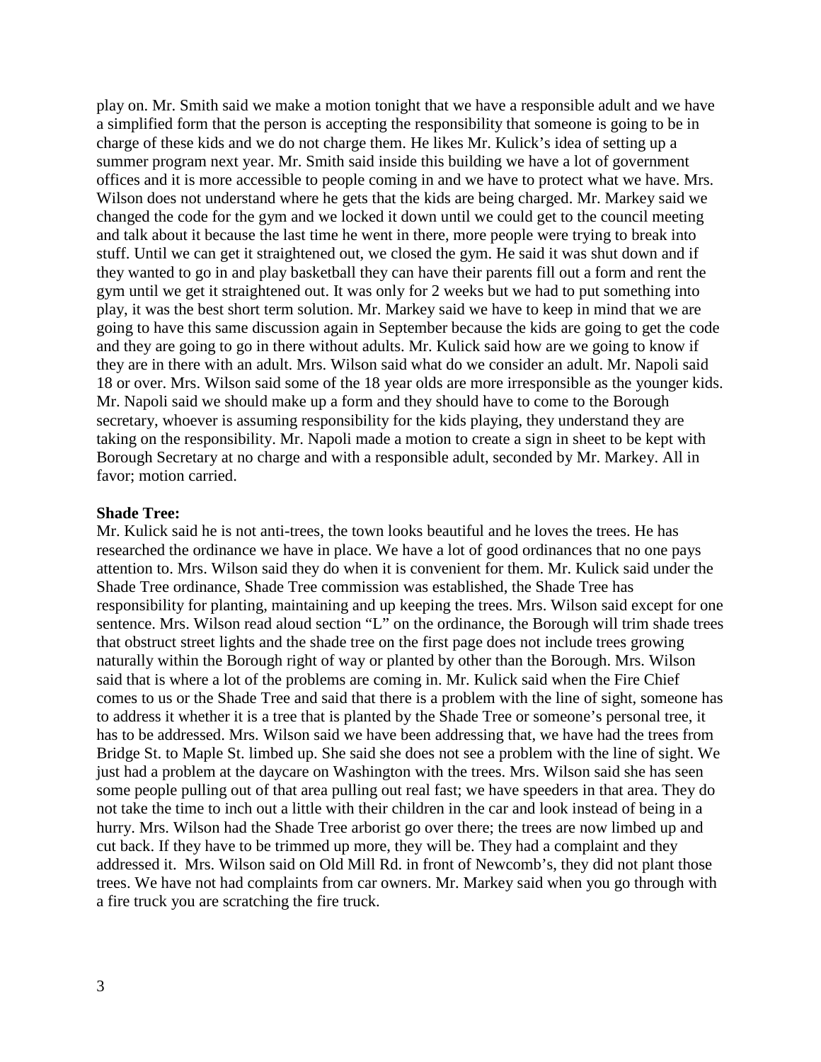play on. Mr. Smith said we make a motion tonight that we have a responsible adult and we have a simplified form that the person is accepting the responsibility that someone is going to be in charge of these kids and we do not charge them. He likes Mr. Kulick's idea of setting up a summer program next year. Mr. Smith said inside this building we have a lot of government offices and it is more accessible to people coming in and we have to protect what we have. Mrs. Wilson does not understand where he gets that the kids are being charged. Mr. Markey said we changed the code for the gym and we locked it down until we could get to the council meeting and talk about it because the last time he went in there, more people were trying to break into stuff. Until we can get it straightened out, we closed the gym. He said it was shut down and if they wanted to go in and play basketball they can have their parents fill out a form and rent the gym until we get it straightened out. It was only for 2 weeks but we had to put something into play, it was the best short term solution. Mr. Markey said we have to keep in mind that we are going to have this same discussion again in September because the kids are going to get the code and they are going to go in there without adults. Mr. Kulick said how are we going to know if they are in there with an adult. Mrs. Wilson said what do we consider an adult. Mr. Napoli said 18 or over. Mrs. Wilson said some of the 18 year olds are more irresponsible as the younger kids. Mr. Napoli said we should make up a form and they should have to come to the Borough secretary, whoever is assuming responsibility for the kids playing, they understand they are taking on the responsibility. Mr. Napoli made a motion to create a sign in sheet to be kept with Borough Secretary at no charge and with a responsible adult, seconded by Mr. Markey. All in favor; motion carried.

**Shade Tree:**
Mr. Kulick said he is not anti-trees, the town looks beautiful and he loves the trees. He has researched the ordinance we have in place. We have a lot of good ordinances that no one pays attention to. Mrs. Wilson said they do when it is convenient for them. Mr. Kulick said under the Shade Tree ordinance, Shade Tree commission was established, the Shade Tree has responsibility for planting, maintaining and up keeping the trees. Mrs. Wilson said except for one sentence. Mrs. Wilson read aloud section "L" on the ordinance, the Borough will trim shade trees that obstruct street lights and the shade tree on the first page does not include trees growing naturally within the Borough right of way or planted by other than the Borough. Mrs. Wilson said that is where a lot of the problems are coming in. Mr. Kulick said when the Fire Chief comes to us or the Shade Tree and said that there is a problem with the line of sight, someone has to address it whether it is a tree that is planted by the Shade Tree or someone's personal tree, it has to be addressed. Mrs. Wilson said we have been addressing that, we have had the trees from Bridge St. to Maple St. limbed up. She said she does not see a problem with the line of sight. We just had a problem at the daycare on Washington with the trees. Mrs. Wilson said she has seen some people pulling out of that area pulling out real fast; we have speeders in that area. They do not take the time to inch out a little with their children in the car and look instead of being in a hurry. Mrs. Wilson had the Shade Tree arborist go over there; the trees are now limbed up and cut back. If they have to be trimmed up more, they will be. They had a complaint and they addressed it. Mrs. Wilson said on Old Mill Rd. in front of Newcomb's, they did not plant those trees. We have not had complaints from car owners. Mr. Markey said when you go through with a fire truck you are scratching the fire truck.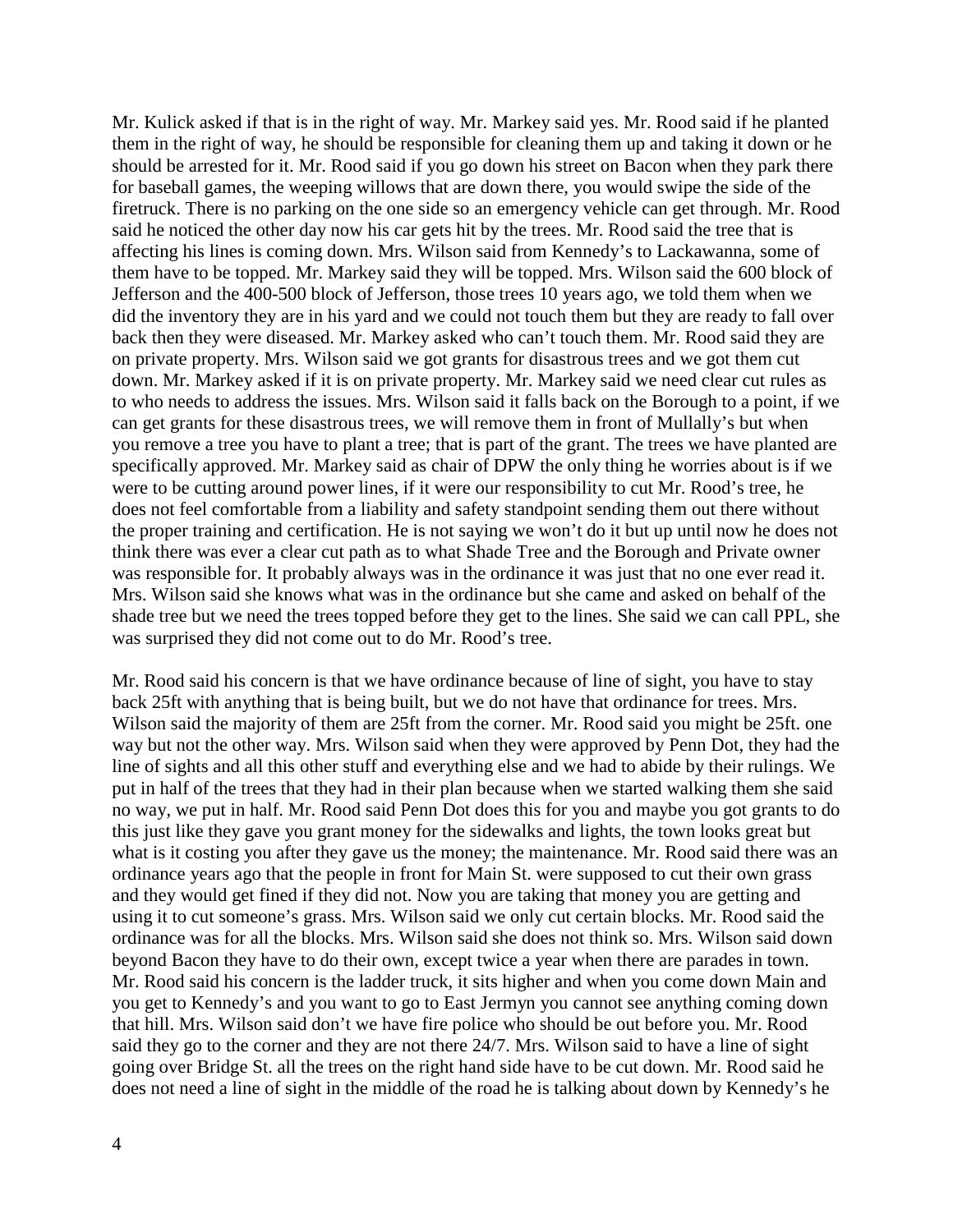Mr. Kulick asked if that is in the right of way. Mr. Markey said yes. Mr. Rood said if he planted them in the right of way, he should be responsible for cleaning them up and taking it down or he should be arrested for it. Mr. Rood said if you go down his street on Bacon when they park there for baseball games, the weeping willows that are down there, you would swipe the side of the firetruck. There is no parking on the one side so an emergency vehicle can get through. Mr. Rood said he noticed the other day now his car gets hit by the trees. Mr. Rood said the tree that is affecting his lines is coming down. Mrs. Wilson said from Kennedy's to Lackawanna, some of them have to be topped. Mr. Markey said they will be topped. Mrs. Wilson said the 600 block of Jefferson and the 400-500 block of Jefferson, those trees 10 years ago, we told them when we did the inventory they are in his yard and we could not touch them but they are ready to fall over back then they were diseased. Mr. Markey asked who can't touch them. Mr. Rood said they are on private property. Mrs. Wilson said we got grants for disastrous trees and we got them cut down. Mr. Markey asked if it is on private property. Mr. Markey said we need clear cut rules as to who needs to address the issues. Mrs. Wilson said it falls back on the Borough to a point, if we can get grants for these disastrous trees, we will remove them in front of Mullally's but when you remove a tree you have to plant a tree; that is part of the grant. The trees we have planted are specifically approved. Mr. Markey said as chair of DPW the only thing he worries about is if we were to be cutting around power lines, if it were our responsibility to cut Mr. Rood's tree, he does not feel comfortable from a liability and safety standpoint sending them out there without the proper training and certification. He is not saying we won't do it but up until now he does not think there was ever a clear cut path as to what Shade Tree and the Borough and Private owner was responsible for. It probably always was in the ordinance it was just that no one ever read it. Mrs. Wilson said she knows what was in the ordinance but she came and asked on behalf of the shade tree but we need the trees topped before they get to the lines. She said we can call PPL, she was surprised they did not come out to do Mr. Rood's tree.

Mr. Rood said his concern is that we have ordinance because of line of sight, you have to stay back 25ft with anything that is being built, but we do not have that ordinance for trees. Mrs. Wilson said the majority of them are 25ft from the corner. Mr. Rood said you might be 25ft. one way but not the other way. Mrs. Wilson said when they were approved by Penn Dot, they had the line of sights and all this other stuff and everything else and we had to abide by their rulings. We put in half of the trees that they had in their plan because when we started walking them she said no way, we put in half. Mr. Rood said Penn Dot does this for you and maybe you got grants to do this just like they gave you grant money for the sidewalks and lights, the town looks great but what is it costing you after they gave us the money; the maintenance. Mr. Rood said there was an ordinance years ago that the people in front for Main St. were supposed to cut their own grass and they would get fined if they did not. Now you are taking that money you are getting and using it to cut someone's grass. Mrs. Wilson said we only cut certain blocks. Mr. Rood said the ordinance was for all the blocks. Mrs. Wilson said she does not think so. Mrs. Wilson said down beyond Bacon they have to do their own, except twice a year when there are parades in town. Mr. Rood said his concern is the ladder truck, it sits higher and when you come down Main and you get to Kennedy's and you want to go to East Jermyn you cannot see anything coming down that hill. Mrs. Wilson said don't we have fire police who should be out before you. Mr. Rood said they go to the corner and they are not there 24/7. Mrs. Wilson said to have a line of sight going over Bridge St. all the trees on the right hand side have to be cut down. Mr. Rood said he does not need a line of sight in the middle of the road he is talking about down by Kennedy's he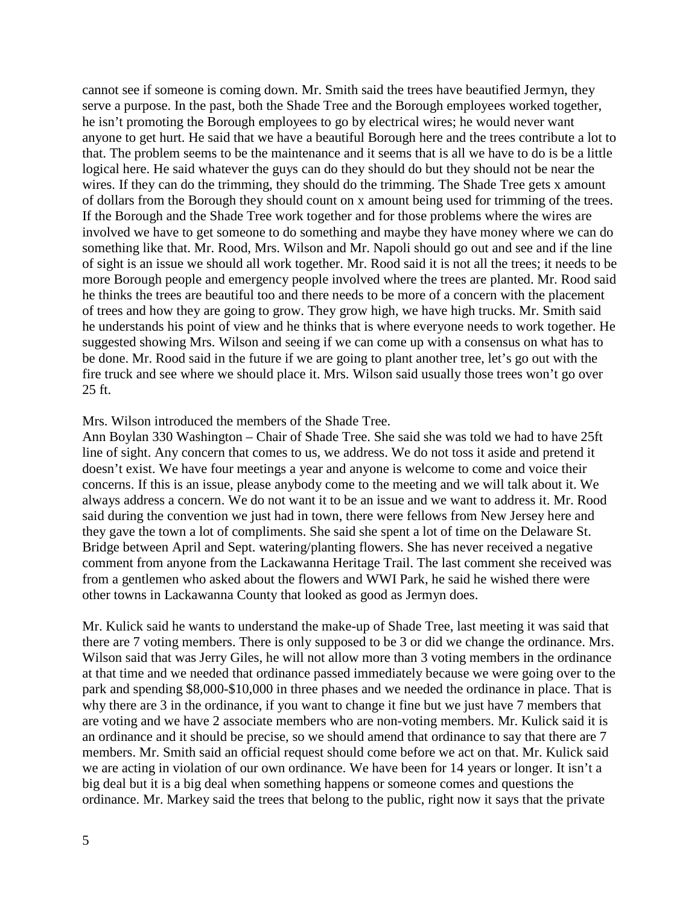cannot see if someone is coming down. Mr. Smith said the trees have beautified Jermyn, they serve a purpose. In the past, both the Shade Tree and the Borough employees worked together, he isn't promoting the Borough employees to go by electrical wires; he would never want anyone to get hurt. He said that we have a beautiful Borough here and the trees contribute a lot to that. The problem seems to be the maintenance and it seems that is all we have to do is be a little logical here. He said whatever the guys can do they should do but they should not be near the wires. If they can do the trimming, they should do the trimming. The Shade Tree gets x amount of dollars from the Borough they should count on x amount being used for trimming of the trees. If the Borough and the Shade Tree work together and for those problems where the wires are involved we have to get someone to do something and maybe they have money where we can do something like that. Mr. Rood, Mrs. Wilson and Mr. Napoli should go out and see and if the line of sight is an issue we should all work together. Mr. Rood said it is not all the trees; it needs to be more Borough people and emergency people involved where the trees are planted. Mr. Rood said he thinks the trees are beautiful too and there needs to be more of a concern with the placement of trees and how they are going to grow. They grow high, we have high trucks. Mr. Smith said he understands his point of view and he thinks that is where everyone needs to work together. He suggested showing Mrs. Wilson and seeing if we can come up with a consensus on what has to be done. Mr. Rood said in the future if we are going to plant another tree, let's go out with the fire truck and see where we should place it. Mrs. Wilson said usually those trees won't go over 25 ft.

Mrs. Wilson introduced the members of the Shade Tree.
Ann Boylan 330 Washington – Chair of Shade Tree. She said she was told we had to have 25ft line of sight. Any concern that comes to us, we address. We do not toss it aside and pretend it doesn't exist. We have four meetings a year and anyone is welcome to come and voice their concerns. If this is an issue, please anybody come to the meeting and we will talk about it. We always address a concern. We do not want it to be an issue and we want to address it. Mr. Rood said during the convention we just had in town, there were fellows from New Jersey here and they gave the town a lot of compliments. She said she spent a lot of time on the Delaware St. Bridge between April and Sept. watering/planting flowers. She has never received a negative comment from anyone from the Lackawanna Heritage Trail. The last comment she received was from a gentlemen who asked about the flowers and WWI Park, he said he wished there were other towns in Lackawanna County that looked as good as Jermyn does.

Mr. Kulick said he wants to understand the make-up of Shade Tree, last meeting it was said that there are 7 voting members. There is only supposed to be 3 or did we change the ordinance. Mrs. Wilson said that was Jerry Giles, he will not allow more than 3 voting members in the ordinance at that time and we needed that ordinance passed immediately because we were going over to the park and spending $8,000-$10,000 in three phases and we needed the ordinance in place. That is why there are 3 in the ordinance, if you want to change it fine but we just have 7 members that are voting and we have 2 associate members who are non-voting members. Mr. Kulick said it is an ordinance and it should be precise, so we should amend that ordinance to say that there are 7 members. Mr. Smith said an official request should come before we act on that. Mr. Kulick said we are acting in violation of our own ordinance. We have been for 14 years or longer. It isn't a big deal but it is a big deal when something happens or someone comes and questions the ordinance. Mr. Markey said the trees that belong to the public, right now it says that the private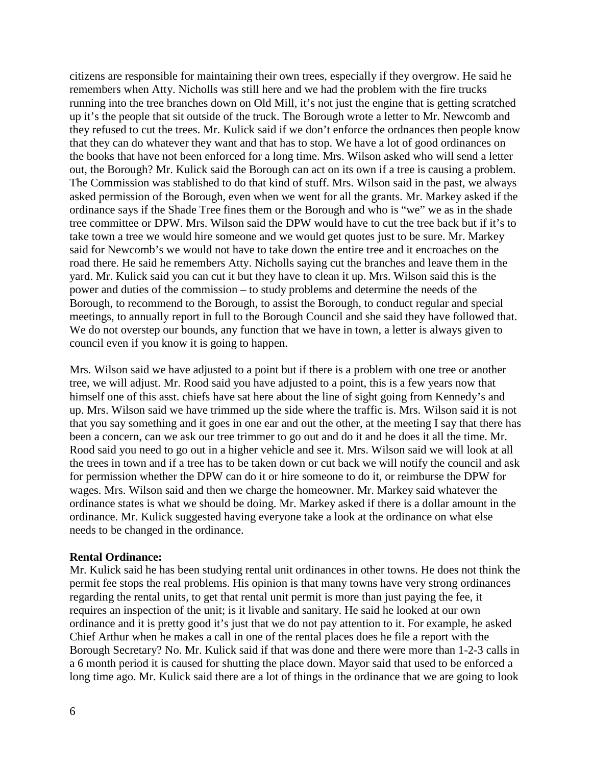citizens are responsible for maintaining their own trees, especially if they overgrow. He said he remembers when Atty. Nicholls was still here and we had the problem with the fire trucks running into the tree branches down on Old Mill, it's not just the engine that is getting scratched up it's the people that sit outside of the truck. The Borough wrote a letter to Mr. Newcomb and they refused to cut the trees. Mr. Kulick said if we don't enforce the ordnances then people know that they can do whatever they want and that has to stop. We have a lot of good ordinances on the books that have not been enforced for a long time. Mrs. Wilson asked who will send a letter out, the Borough? Mr. Kulick said the Borough can act on its own if a tree is causing a problem. The Commission was stablished to do that kind of stuff. Mrs. Wilson said in the past, we always asked permission of the Borough, even when we went for all the grants. Mr. Markey asked if the ordinance says if the Shade Tree fines them or the Borough and who is "we" we as in the shade tree committee or DPW. Mrs. Wilson said the DPW would have to cut the tree back but if it's to take town a tree we would hire someone and we would get quotes just to be sure. Mr. Markey said for Newcomb's we would not have to take down the entire tree and it encroaches on the road there. He said he remembers Atty. Nicholls saying cut the branches and leave them in the yard. Mr. Kulick said you can cut it but they have to clean it up. Mrs. Wilson said this is the power and duties of the commission – to study problems and determine the needs of the Borough, to recommend to the Borough, to assist the Borough, to conduct regular and special meetings, to annually report in full to the Borough Council and she said they have followed that. We do not overstep our bounds, any function that we have in town, a letter is always given to council even if you know it is going to happen.

Mrs. Wilson said we have adjusted to a point but if there is a problem with one tree or another tree, we will adjust. Mr. Rood said you have adjusted to a point, this is a few years now that himself one of this asst. chiefs have sat here about the line of sight going from Kennedy's and up. Mrs. Wilson said we have trimmed up the side where the traffic is. Mrs. Wilson said it is not that you say something and it goes in one ear and out the other, at the meeting I say that there has been a concern, can we ask our tree trimmer to go out and do it and he does it all the time. Mr. Rood said you need to go out in a higher vehicle and see it. Mrs. Wilson said we will look at all the trees in town and if a tree has to be taken down or cut back we will notify the council and ask for permission whether the DPW can do it or hire someone to do it, or reimburse the DPW for wages. Mrs. Wilson said and then we charge the homeowner. Mr. Markey said whatever the ordinance states is what we should be doing. Mr. Markey asked if there is a dollar amount in the ordinance. Mr. Kulick suggested having everyone take a look at the ordinance on what else needs to be changed in the ordinance.

**Rental Ordinance:**
Mr. Kulick said he has been studying rental unit ordinances in other towns. He does not think the permit fee stops the real problems. His opinion is that many towns have very strong ordinances regarding the rental units, to get that rental unit permit is more than just paying the fee, it requires an inspection of the unit; is it livable and sanitary. He said he looked at our own ordinance and it is pretty good it's just that we do not pay attention to it. For example, he asked Chief Arthur when he makes a call in one of the rental places does he file a report with the Borough Secretary? No. Mr. Kulick said if that was done and there were more than 1-2-3 calls in a 6 month period it is caused for shutting the place down. Mayor said that used to be enforced a long time ago. Mr. Kulick said there are a lot of things in the ordinance that we are going to look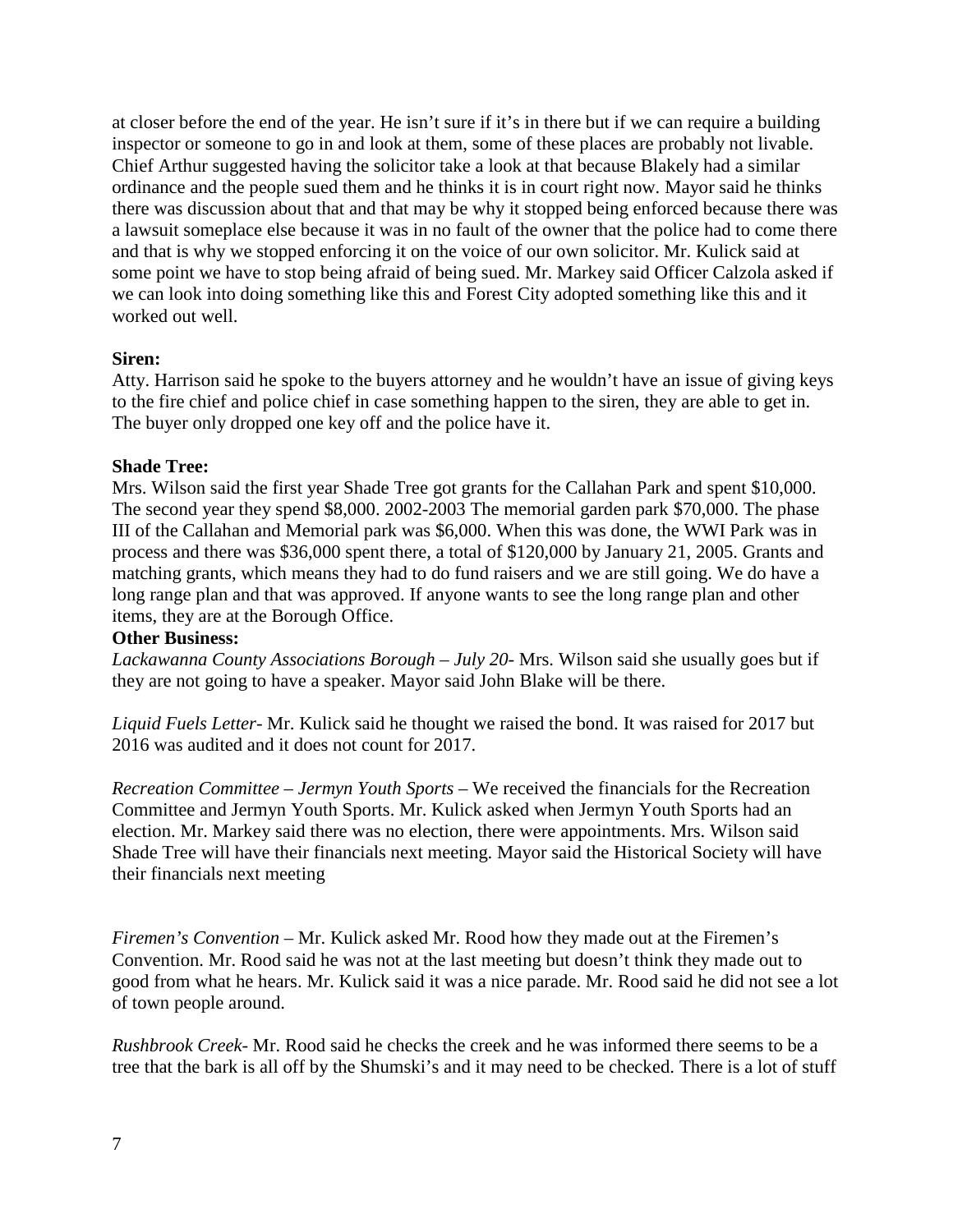at closer before the end of the year. He isn't sure if it's in there but if we can require a building inspector or someone to go in and look at them, some of these places are probably not livable. Chief Arthur suggested having the solicitor take a look at that because Blakely had a similar ordinance and the people sued them and he thinks it is in court right now. Mayor said he thinks there was discussion about that and that may be why it stopped being enforced because there was a lawsuit someplace else because it was in no fault of the owner that the police had to come there and that is why we stopped enforcing it on the voice of our own solicitor. Mr. Kulick said at some point we have to stop being afraid of being sued. Mr. Markey said Officer Calzola asked if we can look into doing something like this and Forest City adopted something like this and it worked out well.

**Siren:**

Atty. Harrison said he spoke to the buyers attorney and he wouldn't have an issue of giving keys to the fire chief and police chief in case something happen to the siren, they are able to get in. The buyer only dropped one key off and the police have it.

**Shade Tree:**

Mrs. Wilson said the first year Shade Tree got grants for the Callahan Park and spent $10,000. The second year they spend $8,000. 2002-2003 The memorial garden park $70,000. The phase III of the Callahan and Memorial park was $6,000. When this was done, the WWI Park was in process and there was $36,000 spent there, a total of $120,000 by January 21, 2005. Grants and matching grants, which means they had to do fund raisers and we are still going. We do have a long range plan and that was approved. If anyone wants to see the long range plan and other items, they are at the Borough Office.

**Other Business:**

*Lackawanna County Associations Borough – July 20-* Mrs. Wilson said she usually goes but if they are not going to have a speaker. Mayor said John Blake will be there.

*Liquid Fuels Letter-* Mr. Kulick said he thought we raised the bond. It was raised for 2017 but 2016 was audited and it does not count for 2017.

*Recreation Committee – Jermyn Youth Sports –* We received the financials for the Recreation Committee and Jermyn Youth Sports. Mr. Kulick asked when Jermyn Youth Sports had an election. Mr. Markey said there was no election, there were appointments. Mrs. Wilson said Shade Tree will have their financials next meeting. Mayor said the Historical Society will have their financials next meeting

*Firemen's Convention –* Mr. Kulick asked Mr. Rood how they made out at the Firemen's Convention. Mr. Rood said he was not at the last meeting but doesn't think they made out to good from what he hears. Mr. Kulick said it was a nice parade. Mr. Rood said he did not see a lot of town people around.

*Rushbrook Creek-* Mr. Rood said he checks the creek and he was informed there seems to be a tree that the bark is all off by the Shumski's and it may need to be checked. There is a lot of stuff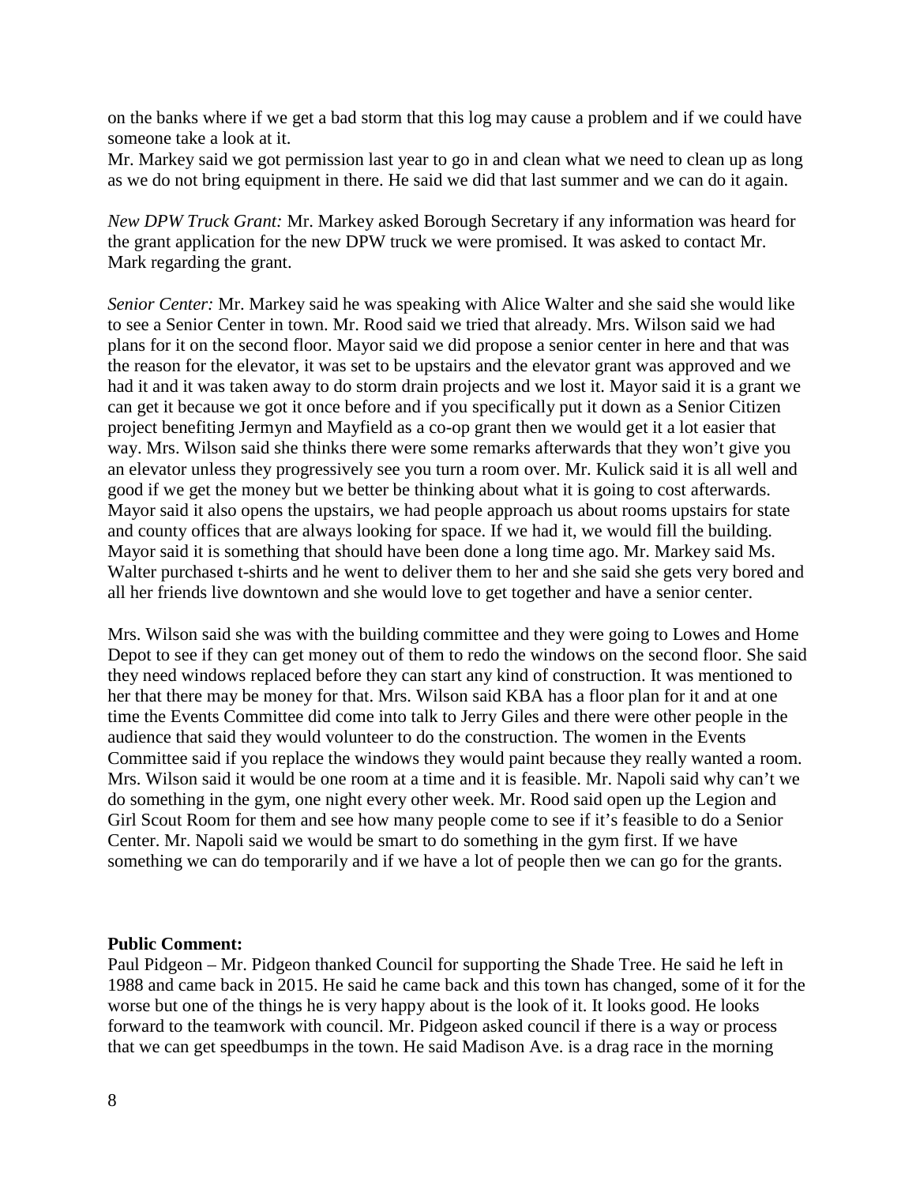on the banks where if we get a bad storm that this log may cause a problem and if we could have someone take a look at it.
Mr. Markey said we got permission last year to go in and clean what we need to clean up as long as we do not bring equipment in there. He said we did that last summer and we can do it again.

*New DPW Truck Grant:* Mr. Markey asked Borough Secretary if any information was heard for the grant application for the new DPW truck we were promised. It was asked to contact Mr. Mark regarding the grant.

*Senior Center:* Mr. Markey said he was speaking with Alice Walter and she said she would like to see a Senior Center in town. Mr. Rood said we tried that already. Mrs. Wilson said we had plans for it on the second floor. Mayor said we did propose a senior center in here and that was the reason for the elevator, it was set to be upstairs and the elevator grant was approved and we had it and it was taken away to do storm drain projects and we lost it. Mayor said it is a grant we can get it because we got it once before and if you specifically put it down as a Senior Citizen project benefiting Jermyn and Mayfield as a co-op grant then we would get it a lot easier that way. Mrs. Wilson said she thinks there were some remarks afterwards that they won't give you an elevator unless they progressively see you turn a room over. Mr. Kulick said it is all well and good if we get the money but we better be thinking about what it is going to cost afterwards. Mayor said it also opens the upstairs, we had people approach us about rooms upstairs for state and county offices that are always looking for space. If we had it, we would fill the building. Mayor said it is something that should have been done a long time ago. Mr. Markey said Ms. Walter purchased t-shirts and he went to deliver them to her and she said she gets very bored and all her friends live downtown and she would love to get together and have a senior center.

Mrs. Wilson said she was with the building committee and they were going to Lowes and Home Depot to see if they can get money out of them to redo the windows on the second floor. She said they need windows replaced before they can start any kind of construction. It was mentioned to her that there may be money for that. Mrs. Wilson said KBA has a floor plan for it and at one time the Events Committee did come into talk to Jerry Giles and there were other people in the audience that said they would volunteer to do the construction. The women in the Events Committee said if you replace the windows they would paint because they really wanted a room. Mrs. Wilson said it would be one room at a time and it is feasible. Mr. Napoli said why can't we do something in the gym, one night every other week. Mr. Rood said open up the Legion and Girl Scout Room for them and see how many people come to see if it's feasible to do a Senior Center. Mr. Napoli said we would be smart to do something in the gym first. If we have something we can do temporarily and if we have a lot of people then we can go for the grants.

**Public Comment:**
Paul Pidgeon – Mr. Pidgeon thanked Council for supporting the Shade Tree. He said he left in 1988 and came back in 2015. He said he came back and this town has changed, some of it for the worse but one of the things he is very happy about is the look of it. It looks good. He looks forward to the teamwork with council. Mr. Pidgeon asked council if there is a way or process that we can get speedbumps in the town. He said Madison Ave. is a drag race in the morning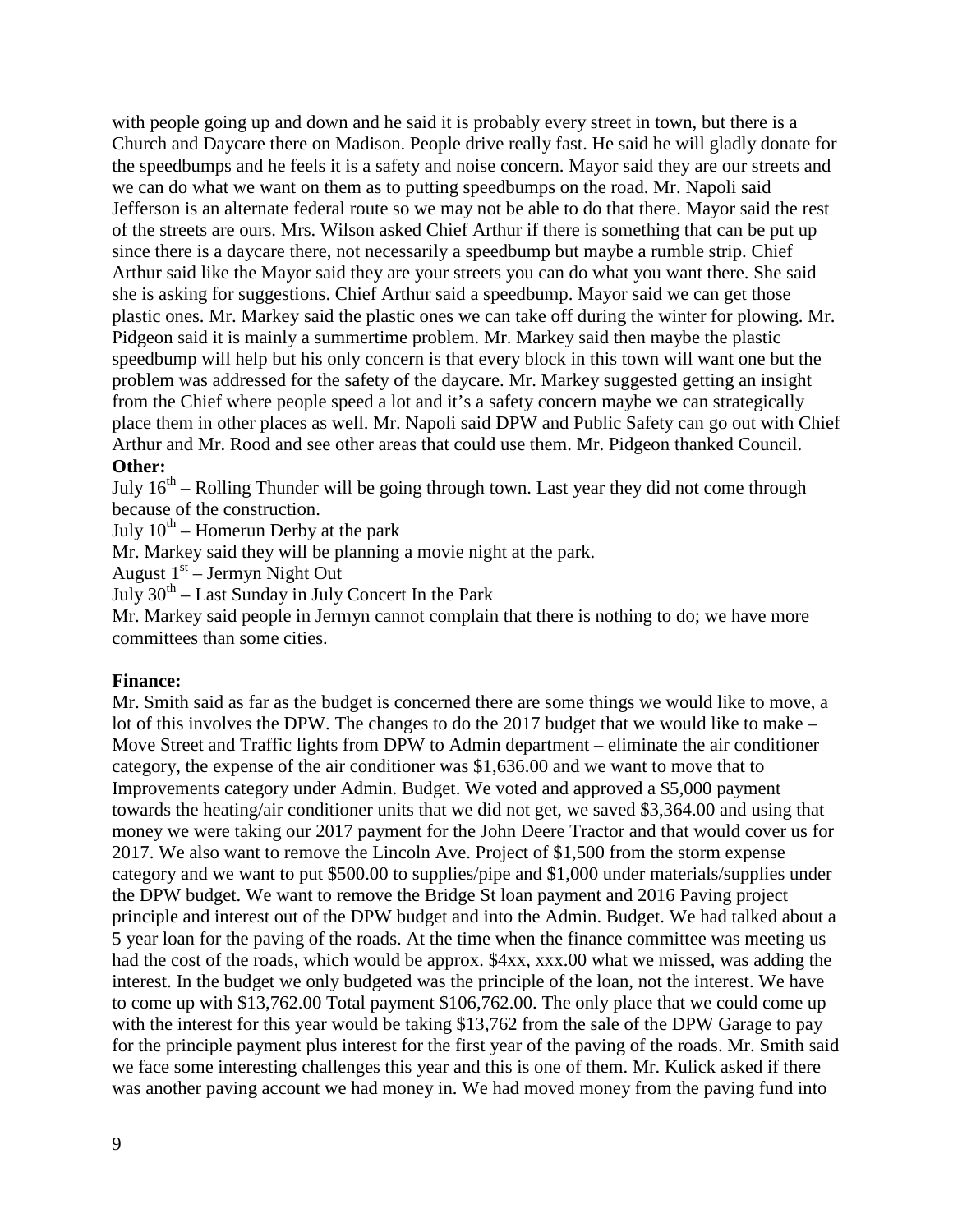with people going up and down and he said it is probably every street in town, but there is a Church and Daycare there on Madison. People drive really fast. He said he will gladly donate for the speedbumps and he feels it is a safety and noise concern. Mayor said they are our streets and we can do what we want on them as to putting speedbumps on the road. Mr. Napoli said Jefferson is an alternate federal route so we may not be able to do that there. Mayor said the rest of the streets are ours. Mrs. Wilson asked Chief Arthur if there is something that can be put up since there is a daycare there, not necessarily a speedbump but maybe a rumble strip. Chief Arthur said like the Mayor said they are your streets you can do what you want there. She said she is asking for suggestions. Chief Arthur said a speedbump. Mayor said we can get those plastic ones. Mr. Markey said the plastic ones we can take off during the winter for plowing. Mr. Pidgeon said it is mainly a summertime problem. Mr. Markey said then maybe the plastic speedbump will help but his only concern is that every block in this town will want one but the problem was addressed for the safety of the daycare. Mr. Markey suggested getting an insight from the Chief where people speed a lot and it's a safety concern maybe we can strategically place them in other places as well. Mr. Napoli said DPW and Public Safety can go out with Chief Arthur and Mr. Rood and see other areas that could use them. Mr. Pidgeon thanked Council.

**Other:**

July 16th – Rolling Thunder will be going through town. Last year they did not come through because of the construction.

July 10th – Homerun Derby at the park

Mr. Markey said they will be planning a movie night at the park.

August 1st – Jermyn Night Out

July 30th – Last Sunday in July Concert In the Park

Mr. Markey said people in Jermyn cannot complain that there is nothing to do; we have more committees than some cities.

**Finance:**

Mr. Smith said as far as the budget is concerned there are some things we would like to move, a lot of this involves the DPW. The changes to do the 2017 budget that we would like to make – Move Street and Traffic lights from DPW to Admin department – eliminate the air conditioner category, the expense of the air conditioner was $1,636.00 and we want to move that to Improvements category under Admin. Budget. We voted and approved a $5,000 payment towards the heating/air conditioner units that we did not get, we saved $3,364.00 and using that money we were taking our 2017 payment for the John Deere Tractor and that would cover us for 2017. We also want to remove the Lincoln Ave. Project of $1,500 from the storm expense category and we want to put $500.00 to supplies/pipe and $1,000 under materials/supplies under the DPW budget. We want to remove the Bridge St loan payment and 2016 Paving project principle and interest out of the DPW budget and into the Admin. Budget. We had talked about a 5 year loan for the paving of the roads. At the time when the finance committee was meeting us had the cost of the roads, which would be approx. $4xx, xxx.00 what we missed, was adding the interest. In the budget we only budgeted was the principle of the loan, not the interest. We have to come up with $13,762.00 Total payment $106,762.00. The only place that we could come up with the interest for this year would be taking $13,762 from the sale of the DPW Garage to pay for the principle payment plus interest for the first year of the paving of the roads. Mr. Smith said we face some interesting challenges this year and this is one of them. Mr. Kulick asked if there was another paving account we had money in. We had moved money from the paving fund into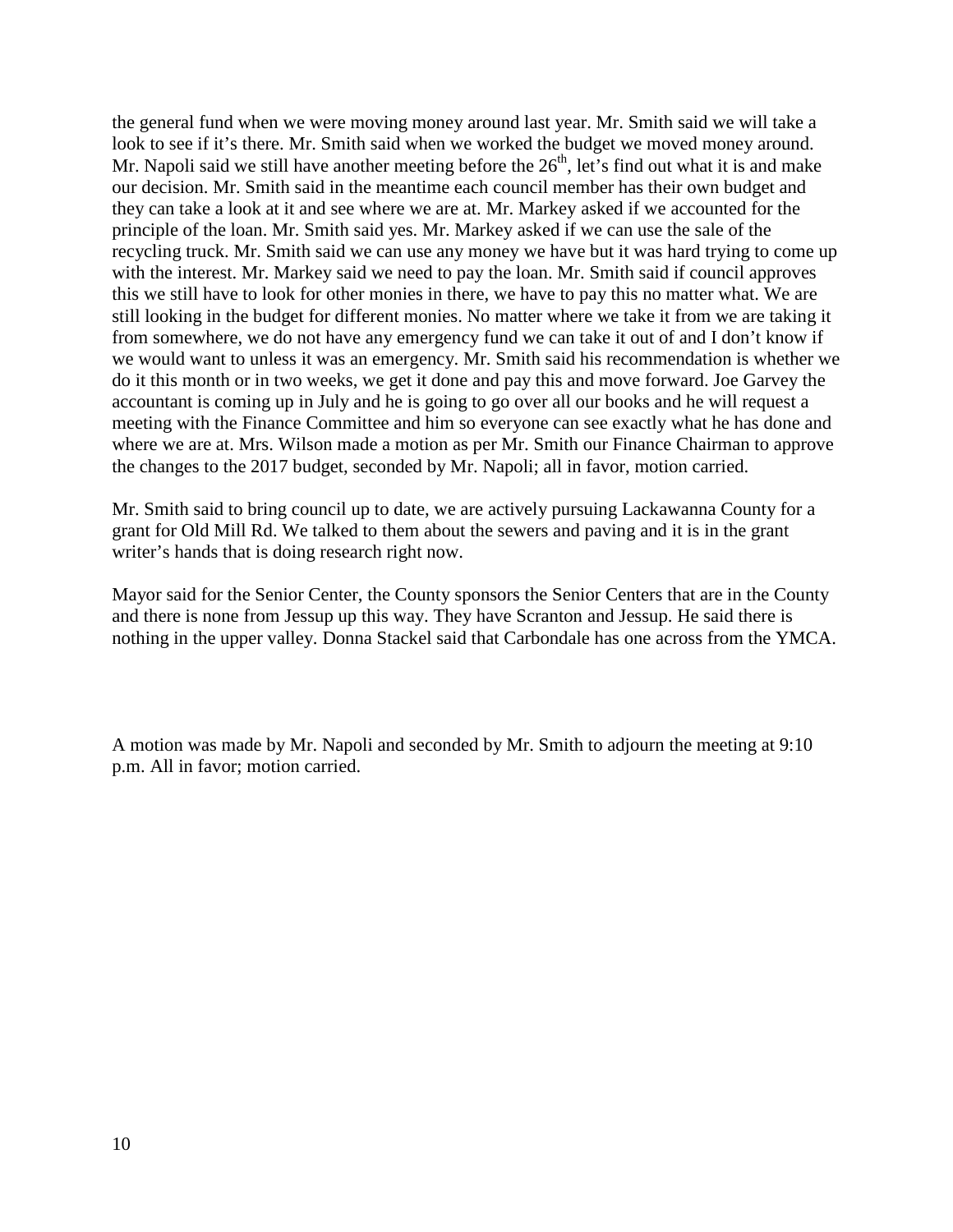the general fund when we were moving money around last year. Mr. Smith said we will take a look to see if it's there. Mr. Smith said when we worked the budget we moved money around. Mr. Napoli said we still have another meeting before the 26th, let's find out what it is and make our decision. Mr. Smith said in the meantime each council member has their own budget and they can take a look at it and see where we are at. Mr. Markey asked if we accounted for the principle of the loan. Mr. Smith said yes. Mr. Markey asked if we can use the sale of the recycling truck. Mr. Smith said we can use any money we have but it was hard trying to come up with the interest. Mr. Markey said we need to pay the loan. Mr. Smith said if council approves this we still have to look for other monies in there, we have to pay this no matter what. We are still looking in the budget for different monies. No matter where we take it from we are taking it from somewhere, we do not have any emergency fund we can take it out of and I don't know if we would want to unless it was an emergency. Mr. Smith said his recommendation is whether we do it this month or in two weeks, we get it done and pay this and move forward. Joe Garvey the accountant is coming up in July and he is going to go over all our books and he will request a meeting with the Finance Committee and him so everyone can see exactly what he has done and where we are at. Mrs. Wilson made a motion as per Mr. Smith our Finance Chairman to approve the changes to the 2017 budget, seconded by Mr. Napoli; all in favor, motion carried.

Mr. Smith said to bring council up to date, we are actively pursuing Lackawanna County for a grant for Old Mill Rd. We talked to them about the sewers and paving and it is in the grant writer's hands that is doing research right now.

Mayor said for the Senior Center, the County sponsors the Senior Centers that are in the County and there is none from Jessup up this way. They have Scranton and Jessup. He said there is nothing in the upper valley. Donna Stackel said that Carbondale has one across from the YMCA.

A motion was made by Mr. Napoli and seconded by Mr. Smith to adjourn the meeting at 9:10 p.m. All in favor; motion carried.